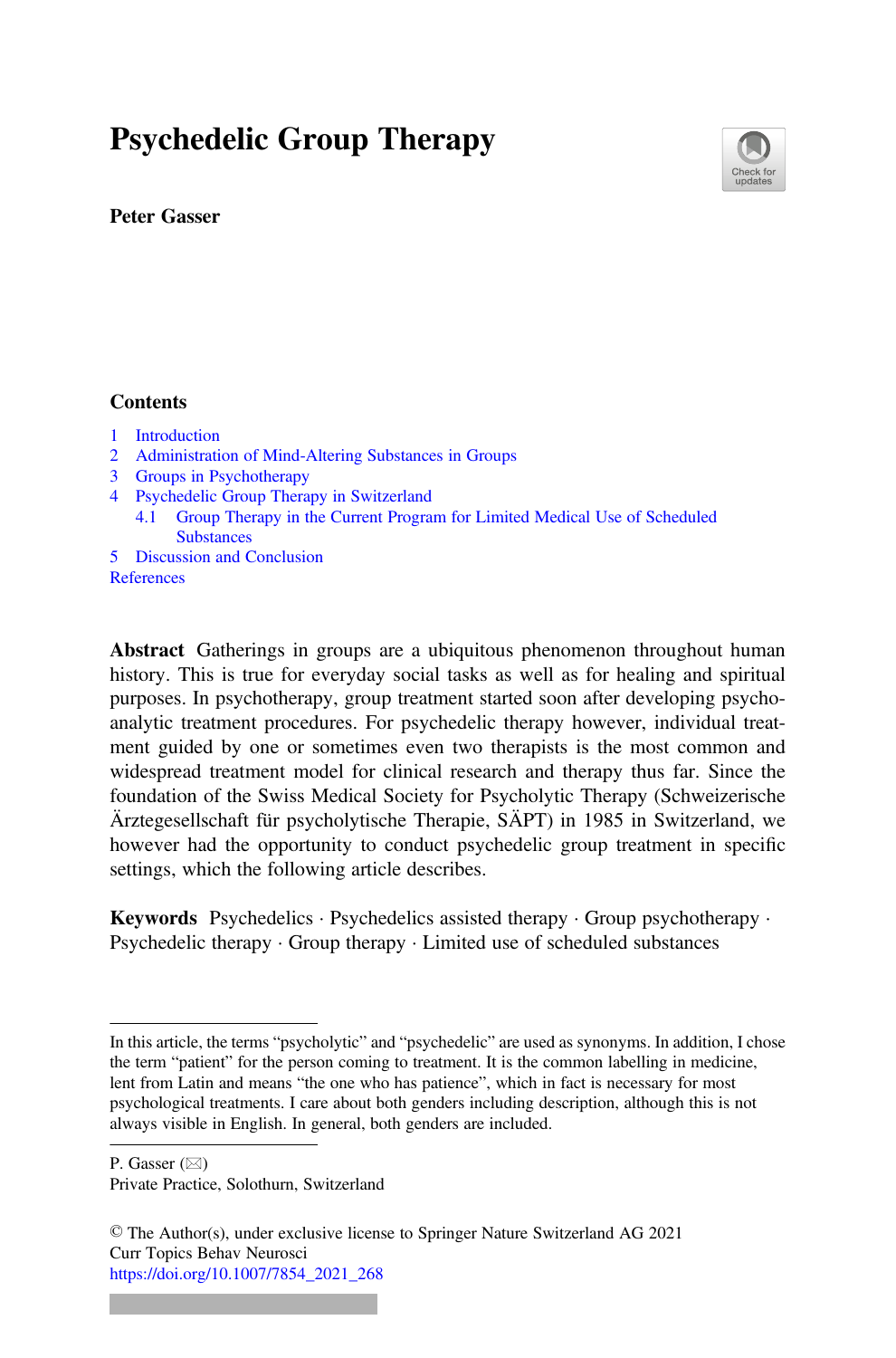# Psychedelic Group Therapy

**Peter Gasser**

## Contents

1 Introduction
2 Administration of Mind-Altering Substances in Groups
3 Groups in Psychotherapy
4 Psychedelic Group Therapy in Switzerland
  4.1 Group Therapy in the Current Program for Limited Medical Use of Scheduled Substances
5 Discussion and Conclusion
References

**Abstract** Gatherings in groups are a ubiquitous phenomenon throughout human history. This is true for everyday social tasks as well as for healing and spiritual purposes. In psychotherapy, group treatment started soon after developing psychoanalytic treatment procedures. For psychedelic therapy however, individual treatment guided by one or sometimes even two therapists is the most common and widespread treatment model for clinical research and therapy thus far. Since the foundation of the Swiss Medical Society for Psycholytic Therapy (Schweizerische Ärztegesellschaft für psycholytische Therapie, SÄPT) in 1985 in Switzerland, we however had the opportunity to conduct psychedelic group treatment in specific settings, which the following article describes.

**Keywords** Psychedelics · Psychedelics assisted therapy · Group psychotherapy · Psychedelic therapy · Group therapy · Limited use of scheduled substances

---

In this article, the terms "psycholytic" and "psychedelic" are used as synonyms. In addition, I chose the term "patient" for the person coming to treatment. It is the common labelling in medicine, lent from Latin and means "the one who has patience", which in fact is necessary for most psychological treatments. I care about both genders including description, although this is not always visible in English. In general, both genders are included.

---

P. Gasser (✉)
Private Practice, Solothurn, Switzerland

© The Author(s), under exclusive license to Springer Nature Switzerland AG 2021
Curr Topics Behav Neurosci
https://doi.org/10.1007/7854_2021_268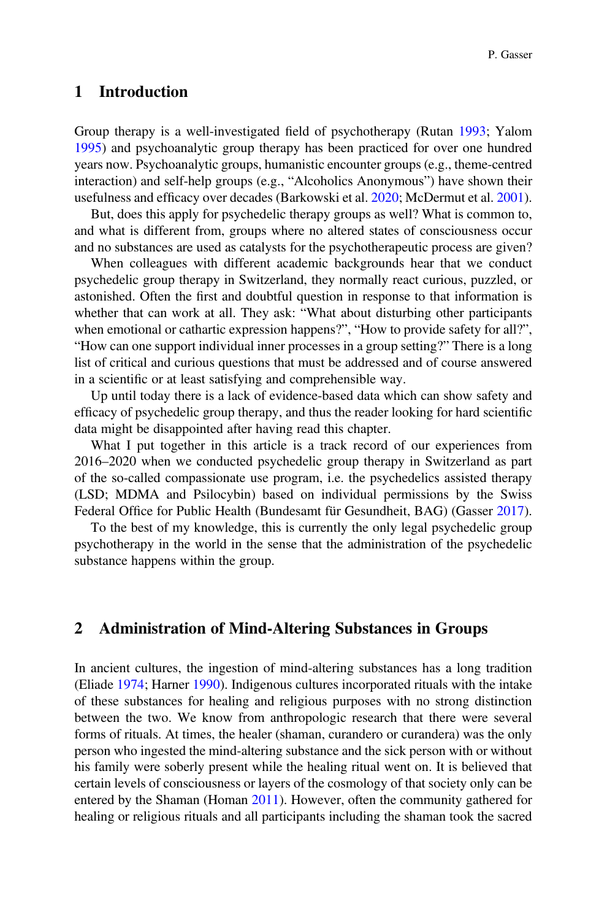## 1 Introduction

Group therapy is a well-investigated field of psychotherapy (Rutan 1993; Yalom 1995) and psychoanalytic group therapy has been practiced for over one hundred years now. Psychoanalytic groups, humanistic encounter groups (e.g., theme-centred interaction) and self-help groups (e.g., "Alcoholics Anonymous") have shown their usefulness and efficacy over decades (Barkowski et al. 2020; McDermut et al. 2001).

But, does this apply for psychedelic therapy groups as well? What is common to, and what is different from, groups where no altered states of consciousness occur and no substances are used as catalysts for the psychotherapeutic process are given?

When colleagues with different academic backgrounds hear that we conduct psychedelic group therapy in Switzerland, they normally react curious, puzzled, or astonished. Often the first and doubtful question in response to that information is whether that can work at all. They ask: "What about disturbing other participants when emotional or cathartic expression happens?", "How to provide safety for all?", "How can one support individual inner processes in a group setting?" There is a long list of critical and curious questions that must be addressed and of course answered in a scientific or at least satisfying and comprehensible way.

Up until today there is a lack of evidence-based data which can show safety and efficacy of psychedelic group therapy, and thus the reader looking for hard scientific data might be disappointed after having read this chapter.

What I put together in this article is a track record of our experiences from 2016–2020 when we conducted psychedelic group therapy in Switzerland as part of the so-called compassionate use program, i.e. the psychedelics assisted therapy (LSD; MDMA and Psilocybin) based on individual permissions by the Swiss Federal Office for Public Health (Bundesamt für Gesundheit, BAG) (Gasser 2017).

To the best of my knowledge, this is currently the only legal psychedelic group psychotherapy in the world in the sense that the administration of the psychedelic substance happens within the group.

## 2 Administration of Mind-Altering Substances in Groups

In ancient cultures, the ingestion of mind-altering substances has a long tradition (Eliade 1974; Harner 1990). Indigenous cultures incorporated rituals with the intake of these substances for healing and religious purposes with no strong distinction between the two. We know from anthropologic research that there were several forms of rituals. At times, the healer (shaman, curandero or curandera) was the only person who ingested the mind-altering substance and the sick person with or without his family were soberly present while the healing ritual went on. It is believed that certain levels of consciousness or layers of the cosmology of that society only can be entered by the Shaman (Homan 2011). However, often the community gathered for healing or religious rituals and all participants including the shaman took the sacred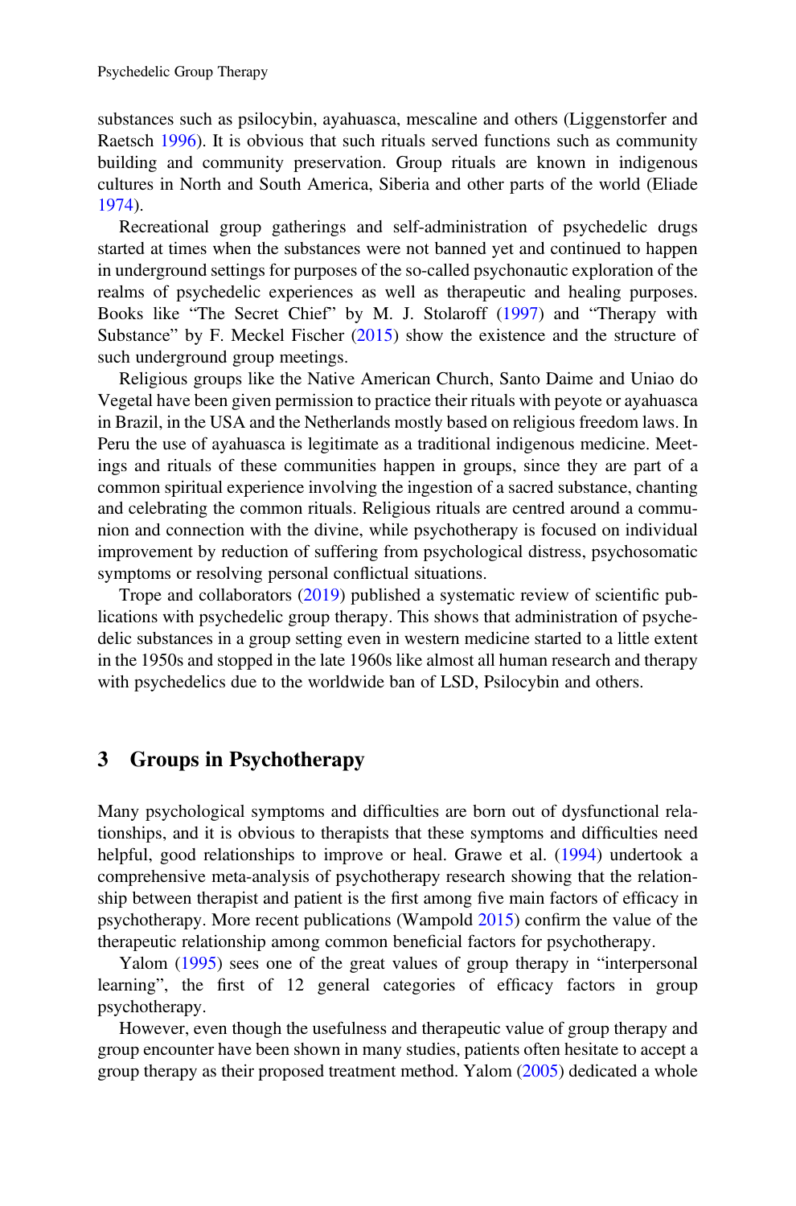substances such as psilocybin, ayahuasca, mescaline and others (Liggenstorfer and Raetsch 1996). It is obvious that such rituals served functions such as community building and community preservation. Group rituals are known in indigenous cultures in North and South America, Siberia and other parts of the world (Eliade 1974).

Recreational group gatherings and self-administration of psychedelic drugs started at times when the substances were not banned yet and continued to happen in underground settings for purposes of the so-called psychonautic exploration of the realms of psychedelic experiences as well as therapeutic and healing purposes. Books like "The Secret Chief" by M. J. Stolaroff (1997) and "Therapy with Substance" by F. Meckel Fischer (2015) show the existence and the structure of such underground group meetings.

Religious groups like the Native American Church, Santo Daime and Uniao do Vegetal have been given permission to practice their rituals with peyote or ayahuasca in Brazil, in the USA and the Netherlands mostly based on religious freedom laws. In Peru the use of ayahuasca is legitimate as a traditional indigenous medicine. Meetings and rituals of these communities happen in groups, since they are part of a common spiritual experience involving the ingestion of a sacred substance, chanting and celebrating the common rituals. Religious rituals are centred around a communion and connection with the divine, while psychotherapy is focused on individual improvement by reduction of suffering from psychological distress, psychosomatic symptoms or resolving personal conflictual situations.

Trope and collaborators (2019) published a systematic review of scientific publications with psychedelic group therapy. This shows that administration of psychedelic substances in a group setting even in western medicine started to a little extent in the 1950s and stopped in the late 1960s like almost all human research and therapy with psychedelics due to the worldwide ban of LSD, Psilocybin and others.

## 3 Groups in Psychotherapy

Many psychological symptoms and difficulties are born out of dysfunctional relationships, and it is obvious to therapists that these symptoms and difficulties need helpful, good relationships to improve or heal. Grawe et al. (1994) undertook a comprehensive meta-analysis of psychotherapy research showing that the relationship between therapist and patient is the first among five main factors of efficacy in psychotherapy. More recent publications (Wampold 2015) confirm the value of the therapeutic relationship among common beneficial factors for psychotherapy.

Yalom (1995) sees one of the great values of group therapy in "interpersonal learning", the first of 12 general categories of efficacy factors in group psychotherapy.

However, even though the usefulness and therapeutic value of group therapy and group encounter have been shown in many studies, patients often hesitate to accept a group therapy as their proposed treatment method. Yalom (2005) dedicated a whole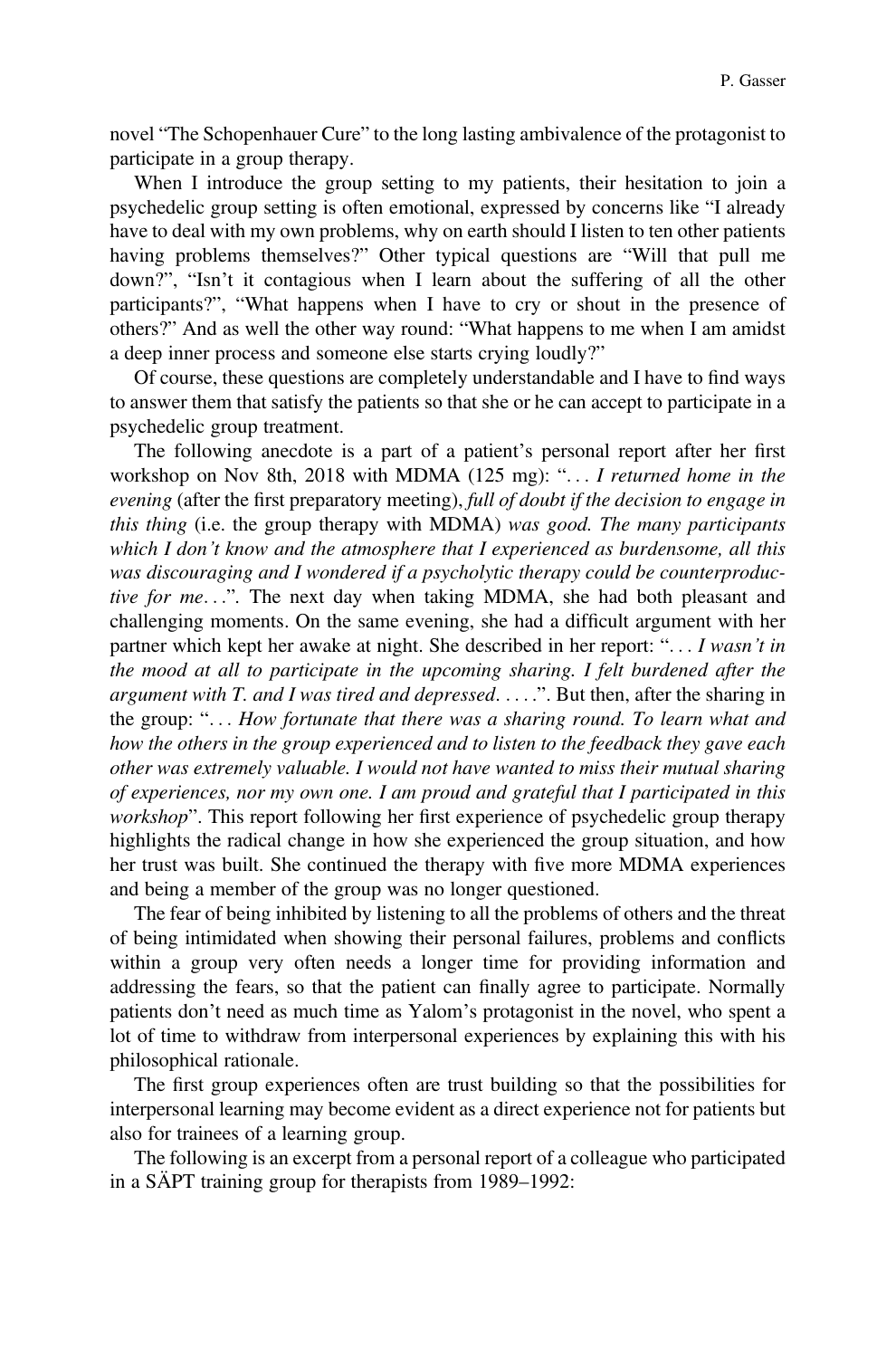novel "The Schopenhauer Cure" to the long lasting ambivalence of the protagonist to participate in a group therapy.

When I introduce the group setting to my patients, their hesitation to join a psychedelic group setting is often emotional, expressed by concerns like "I already have to deal with my own problems, why on earth should I listen to ten other patients having problems themselves?" Other typical questions are "Will that pull me down?", "Isn't it contagious when I learn about the suffering of all the other participants?", "What happens when I have to cry or shout in the presence of others?" And as well the other way round: "What happens to me when I am amidst a deep inner process and someone else starts crying loudly?"

Of course, these questions are completely understandable and I have to find ways to answer them that satisfy the patients so that she or he can accept to participate in a psychedelic group treatment.

The following anecdote is a part of a patient's personal report after her first workshop on Nov 8th, 2018 with MDMA (125 mg): "*... I returned home in the evening* (after the first preparatory meeting), *full of doubt if the decision to engage in this thing* (i.e. the group therapy with MDMA) *was good. The many participants which I don't know and the atmosphere that I experienced as burdensome, all this was discouraging and I wondered if a psycholytic therapy could be counterproductive for me...*". The next day when taking MDMA, she had both pleasant and challenging moments. On the same evening, she had a difficult argument with her partner which kept her awake at night. She described in her report: "*... I wasn't in the mood at all to participate in the upcoming sharing. I felt burdened after the argument with T. and I was tired and depressed. ....*". But then, after the sharing in the group: "*... How fortunate that there was a sharing round. To learn what and how the others in the group experienced and to listen to the feedback they gave each other was extremely valuable. I would not have wanted to miss their mutual sharing of experiences, nor my own one. I am proud and grateful that I participated in this workshop*". This report following her first experience of psychedelic group therapy highlights the radical change in how she experienced the group situation, and how her trust was built. She continued the therapy with five more MDMA experiences and being a member of the group was no longer questioned.

The fear of being inhibited by listening to all the problems of others and the threat of being intimidated when showing their personal failures, problems and conflicts within a group very often needs a longer time for providing information and addressing the fears, so that the patient can finally agree to participate. Normally patients don't need as much time as Yalom's protagonist in the novel, who spent a lot of time to withdraw from interpersonal experiences by explaining this with his philosophical rationale.

The first group experiences often are trust building so that the possibilities for interpersonal learning may become evident as a direct experience not for patients but also for trainees of a learning group.

The following is an excerpt from a personal report of a colleague who participated in a SÄPT training group for therapists from 1989–1992: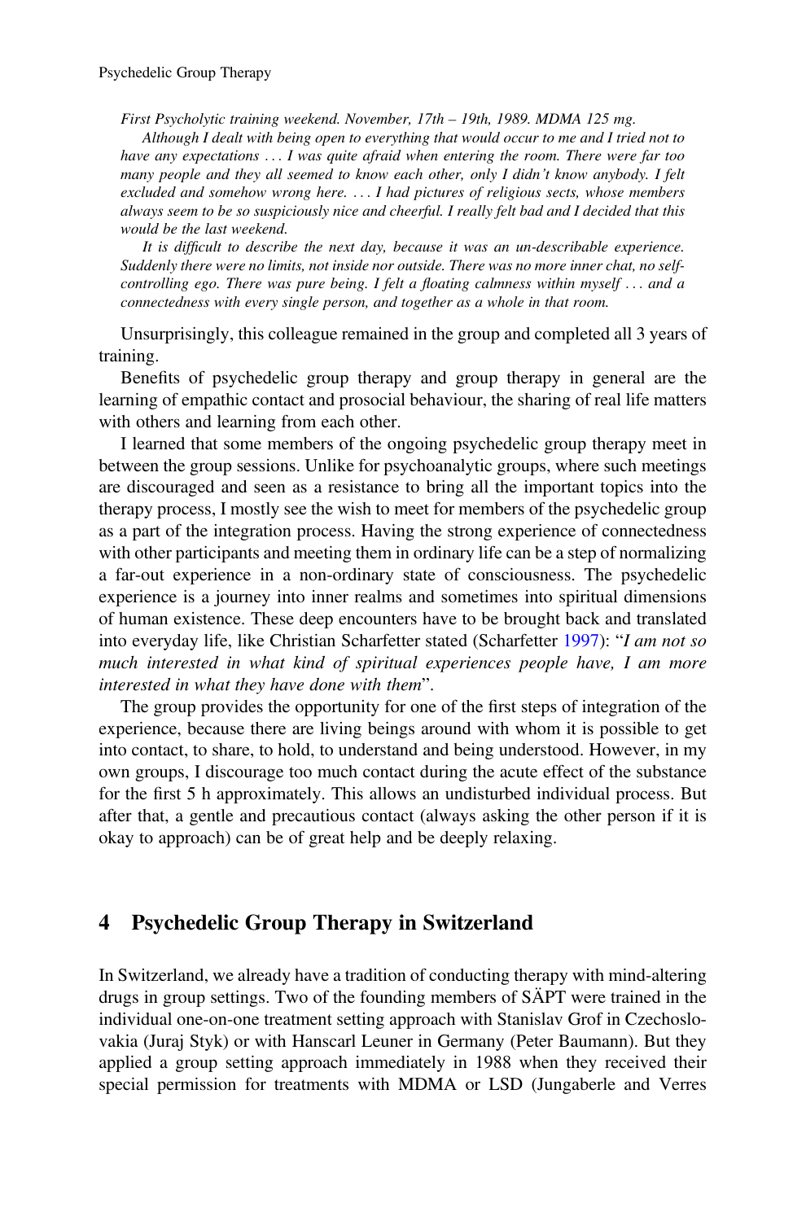*First Psycholytic training weekend. November, 17th – 19th, 1989. MDMA 125 mg.*

*Although I dealt with being open to everything that would occur to me and I tried not to have any expectations . . . I was quite afraid when entering the room. There were far too many people and they all seemed to know each other, only I didn't know anybody. I felt excluded and somehow wrong here. . . . I had pictures of religious sects, whose members always seem to be so suspiciously nice and cheerful. I really felt bad and I decided that this would be the last weekend.*

*It is difficult to describe the next day, because it was an un-describable experience. Suddenly there were no limits, not inside nor outside. There was no more inner chat, no self-controlling ego. There was pure being. I felt a floating calmness within myself . . . and a connectedness with every single person, and together as a whole in that room.*

Unsurprisingly, this colleague remained in the group and completed all 3 years of training.

Benefits of psychedelic group therapy and group therapy in general are the learning of empathic contact and prosocial behaviour, the sharing of real life matters with others and learning from each other.

I learned that some members of the ongoing psychedelic group therapy meet in between the group sessions. Unlike for psychoanalytic groups, where such meetings are discouraged and seen as a resistance to bring all the important topics into the therapy process, I mostly see the wish to meet for members of the psychedelic group as a part of the integration process. Having the strong experience of connectedness with other participants and meeting them in ordinary life can be a step of normalizing a far-out experience in a non-ordinary state of consciousness. The psychedelic experience is a journey into inner realms and sometimes into spiritual dimensions of human existence. These deep encounters have to be brought back and translated into everyday life, like Christian Scharfetter stated (Scharfetter 1997): "*I am not so much interested in what kind of spiritual experiences people have, I am more interested in what they have done with them*".

The group provides the opportunity for one of the first steps of integration of the experience, because there are living beings around with whom it is possible to get into contact, to share, to hold, to understand and being understood. However, in my own groups, I discourage too much contact during the acute effect of the substance for the first 5 h approximately. This allows an undisturbed individual process. But after that, a gentle and precautious contact (always asking the other person if it is okay to approach) can be of great help and be deeply relaxing.

## 4 Psychedelic Group Therapy in Switzerland

In Switzerland, we already have a tradition of conducting therapy with mind-altering drugs in group settings. Two of the founding members of SÄPT were trained in the individual one-on-one treatment setting approach with Stanislav Grof in Czechoslovakia (Juraj Styk) or with Hanscarl Leuner in Germany (Peter Baumann). But they applied a group setting approach immediately in 1988 when they received their special permission for treatments with MDMA or LSD (Jungaberle and Verres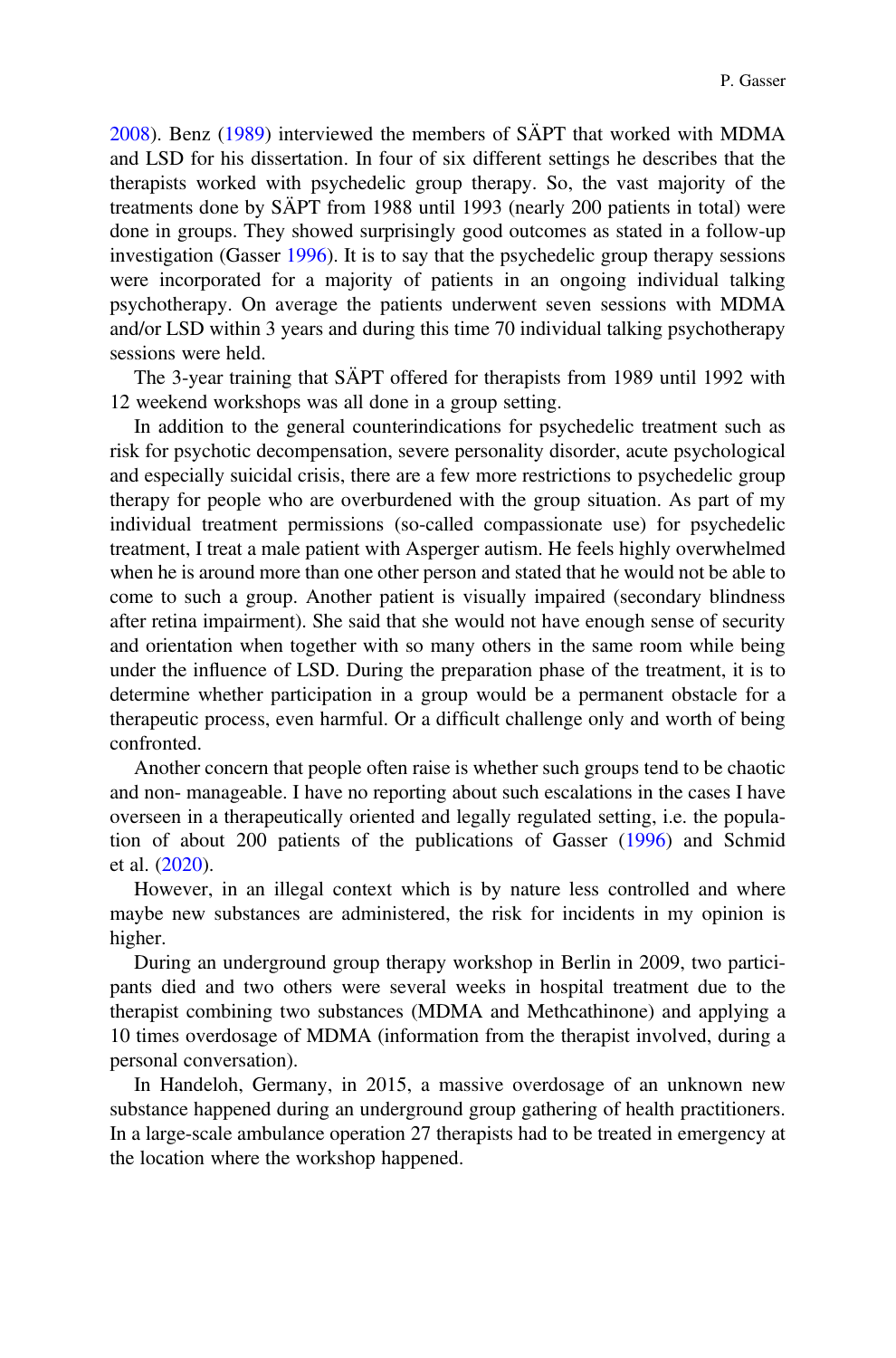2008). Benz (1989) interviewed the members of SÄPT that worked with MDMA and LSD for his dissertation. In four of six different settings he describes that the therapists worked with psychedelic group therapy. So, the vast majority of the treatments done by SÄPT from 1988 until 1993 (nearly 200 patients in total) were done in groups. They showed surprisingly good outcomes as stated in a follow-up investigation (Gasser 1996). It is to say that the psychedelic group therapy sessions were incorporated for a majority of patients in an ongoing individual talking psychotherapy. On average the patients underwent seven sessions with MDMA and/or LSD within 3 years and during this time 70 individual talking psychotherapy sessions were held.

The 3-year training that SÄPT offered for therapists from 1989 until 1992 with 12 weekend workshops was all done in a group setting.

In addition to the general counterindications for psychedelic treatment such as risk for psychotic decompensation, severe personality disorder, acute psychological and especially suicidal crisis, there are a few more restrictions to psychedelic group therapy for people who are overburdened with the group situation. As part of my individual treatment permissions (so-called compassionate use) for psychedelic treatment, I treat a male patient with Asperger autism. He feels highly overwhelmed when he is around more than one other person and stated that he would not be able to come to such a group. Another patient is visually impaired (secondary blindness after retina impairment). She said that she would not have enough sense of security and orientation when together with so many others in the same room while being under the influence of LSD. During the preparation phase of the treatment, it is to determine whether participation in a group would be a permanent obstacle for a therapeutic process, even harmful. Or a difficult challenge only and worth of being confronted.

Another concern that people often raise is whether such groups tend to be chaotic and non- manageable. I have no reporting about such escalations in the cases I have overseen in a therapeutically oriented and legally regulated setting, i.e. the population of about 200 patients of the publications of Gasser (1996) and Schmid et al. (2020).

However, in an illegal context which is by nature less controlled and where maybe new substances are administered, the risk for incidents in my opinion is higher.

During an underground group therapy workshop in Berlin in 2009, two participants died and two others were several weeks in hospital treatment due to the therapist combining two substances (MDMA and Methcathinone) and applying a 10 times overdosage of MDMA (information from the therapist involved, during a personal conversation).

In Handeloh, Germany, in 2015, a massive overdosage of an unknown new substance happened during an underground group gathering of health practitioners. In a large-scale ambulance operation 27 therapists had to be treated in emergency at the location where the workshop happened.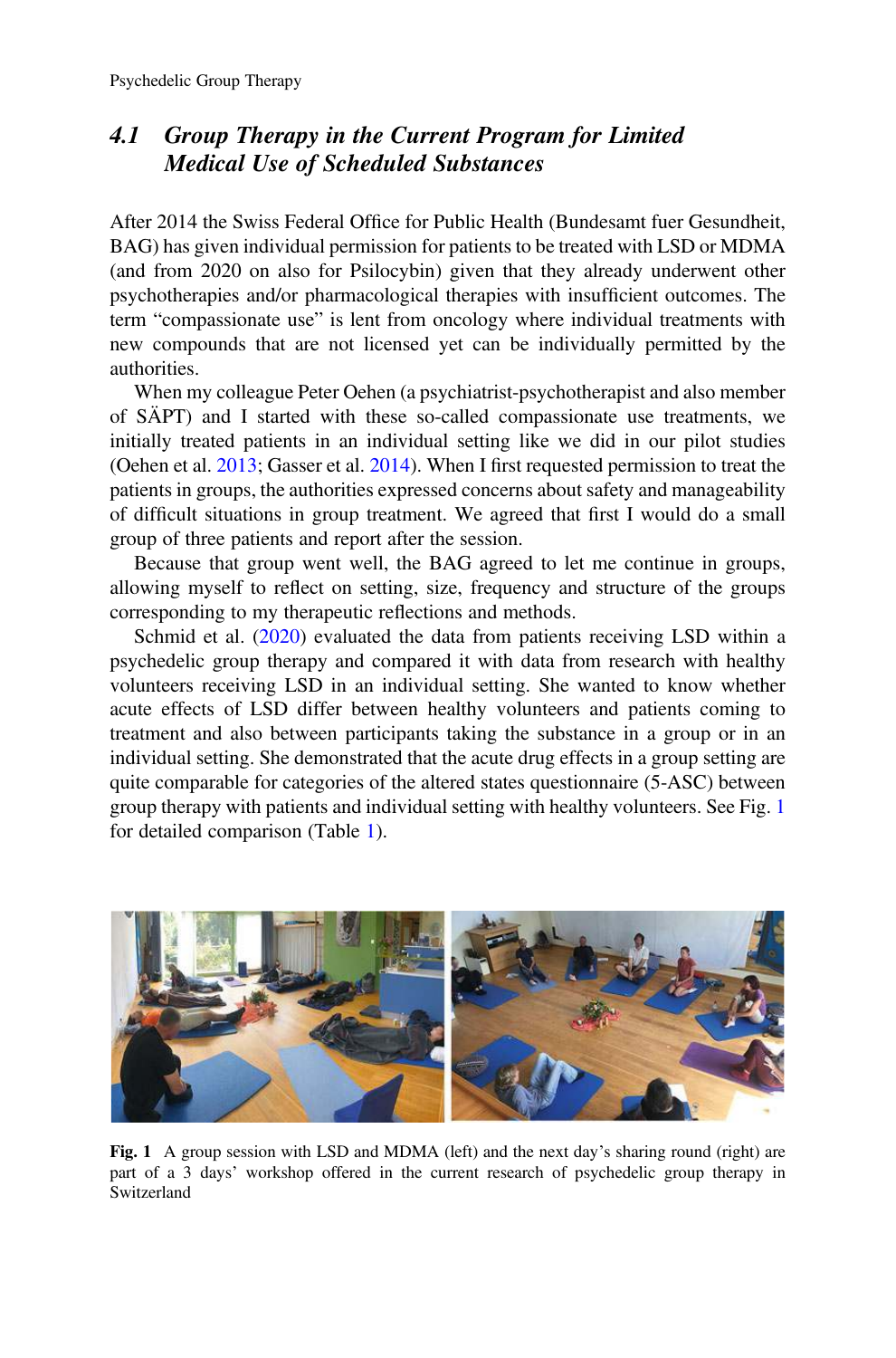### 4.1 Group Therapy in the Current Program for Limited Medical Use of Scheduled Substances

After 2014 the Swiss Federal Office for Public Health (Bundesamt fuer Gesundheit, BAG) has given individual permission for patients to be treated with LSD or MDMA (and from 2020 on also for Psilocybin) given that they already underwent other psychotherapies and/or pharmacological therapies with insufficient outcomes. The term "compassionate use" is lent from oncology where individual treatments with new compounds that are not licensed yet can be individually permitted by the authorities.

When my colleague Peter Oehen (a psychiatrist-psychotherapist and also member of SÄPT) and I started with these so-called compassionate use treatments, we initially treated patients in an individual setting like we did in our pilot studies (Oehen et al. 2013; Gasser et al. 2014). When I first requested permission to treat the patients in groups, the authorities expressed concerns about safety and manageability of difficult situations in group treatment. We agreed that first I would do a small group of three patients and report after the session.

Because that group went well, the BAG agreed to let me continue in groups, allowing myself to reflect on setting, size, frequency and structure of the groups corresponding to my therapeutic reflections and methods.

Schmid et al. (2020) evaluated the data from patients receiving LSD within a psychedelic group therapy and compared it with data from research with healthy volunteers receiving LSD in an individual setting. She wanted to know whether acute effects of LSD differ between healthy volunteers and patients coming to treatment and also between participants taking the substance in a group or in an individual setting. She demonstrated that the acute drug effects in a group setting are quite comparable for categories of the altered states questionnaire (5-ASC) between group therapy with patients and individual setting with healthy volunteers. See Fig. 1 for detailed comparison (Table 1).

**Fig. 1** A group session with LSD and MDMA (left) and the next day's sharing round (right) are part of a 3 days' workshop offered in the current research of psychedelic group therapy in Switzerland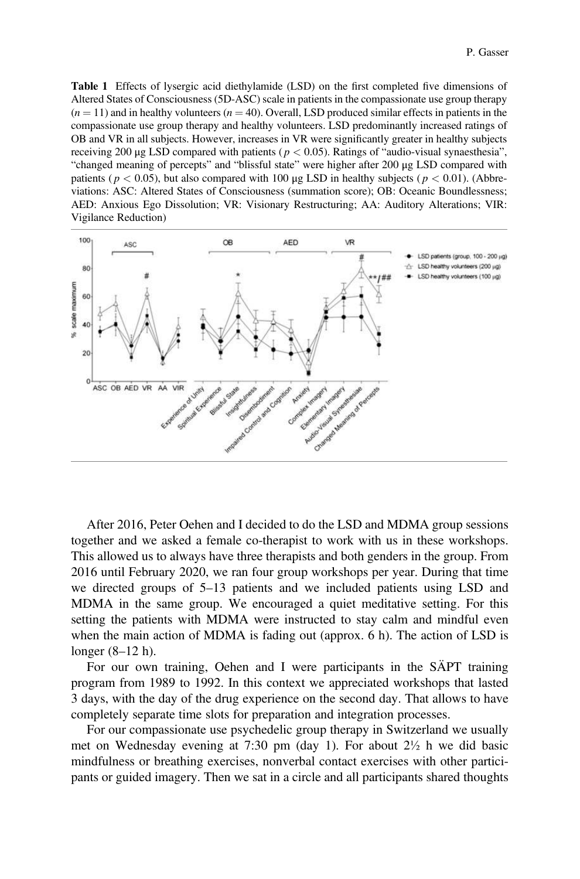**Table 1** Effects of lysergic acid diethylamide (LSD) on the first completed five dimensions of Altered States of Consciousness (5D-ASC) scale in patients in the compassionate use group therapy ($n = 11$) and in healthy volunteers ($n = 40$). Overall, LSD produced similar effects in patients in the compassionate use group therapy and healthy volunteers. LSD predominantly increased ratings of OB and VR in all subjects. However, increases in VR were significantly greater in healthy subjects receiving 200 µg LSD compared with patients ($p < 0.05$). Ratings of "audio-visual synaesthesia", "changed meaning of percepts" and "blissful state" were higher after 200 µg LSD compared with patients ($p < 0.05$), but also compared with 100 µg LSD in healthy subjects ($p < 0.01$). (Abbreviations: ASC: Altered States of Consciousness (summation score); OB: Oceanic Boundlessness; AED: Anxious Ego Dissolution; VR: Visionary Restructuring; AA: Auditory Alterations; VIR: Vigilance Reduction)

% scale maximum

100

80

60

40

20

0

ASC

OB

AED

VR

ASC OB AED VR AA VIR

Experience of Unity

Spiritual Experience

Blissful State

Insightfulness

Disembodiment

Impaired Control and Cognition

Anxiety

Complex Imagery

Elementary Imagery

Audio-Visual Synesthesiae

Changed Meaning of Percepts

#

*

#

**/##

LSD patients (group, 100 - 200 µg)

LSD healthy volunteers (200 µg)

LSD healthy volunteers (100 µg)

After 2016, Peter Oehen and I decided to do the LSD and MDMA group sessions together and we asked a female co-therapist to work with us in these workshops. This allowed us to always have three therapists and both genders in the group. From 2016 until February 2020, we ran four group workshops per year. During that time we directed groups of 5–13 patients and we included patients using LSD and MDMA in the same group. We encouraged a quiet meditative setting. For this setting the patients with MDMA were instructed to stay calm and mindful even when the main action of MDMA is fading out (approx. 6 h). The action of LSD is longer (8–12 h).

For our own training, Oehen and I were participants in the SÄPT training program from 1989 to 1992. In this context we appreciated workshops that lasted 3 days, with the day of the drug experience on the second day. That allows to have completely separate time slots for preparation and integration processes.

For our compassionate use psychedelic group therapy in Switzerland we usually met on Wednesday evening at 7:30 pm (day 1). For about 2½ h we did basic mindfulness or breathing exercises, nonverbal contact exercises with other participants or guided imagery. Then we sat in a circle and all participants shared thoughts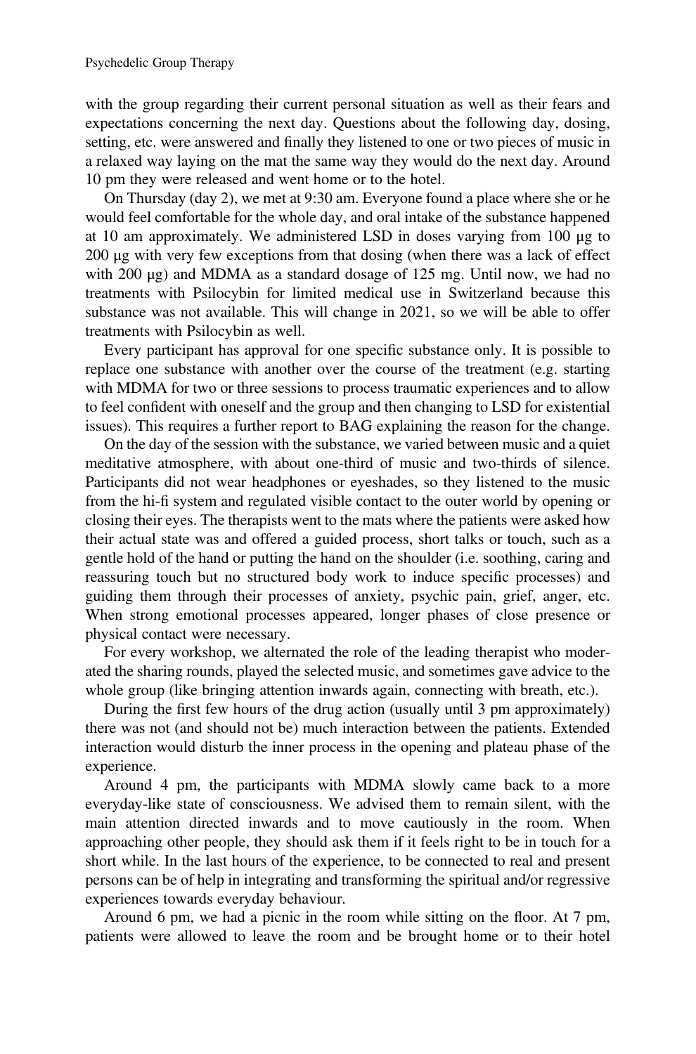with the group regarding their current personal situation as well as their fears and expectations concerning the next day. Questions about the following day, dosing, setting, etc. were answered and finally they listened to one or two pieces of music in a relaxed way laying on the mat the same way they would do the next day. Around 10 pm they were released and went home or to the hotel.

On Thursday (day 2), we met at 9:30 am. Everyone found a place where she or he would feel comfortable for the whole day, and oral intake of the substance happened at 10 am approximately. We administered LSD in doses varying from 100 μg to 200 μg with very few exceptions from that dosing (when there was a lack of effect with 200 μg) and MDMA as a standard dosage of 125 mg. Until now, we had no treatments with Psilocybin for limited medical use in Switzerland because this substance was not available. This will change in 2021, so we will be able to offer treatments with Psilocybin as well.

Every participant has approval for one specific substance only. It is possible to replace one substance with another over the course of the treatment (e.g. starting with MDMA for two or three sessions to process traumatic experiences and to allow to feel confident with oneself and the group and then changing to LSD for existential issues). This requires a further report to BAG explaining the reason for the change.

On the day of the session with the substance, we varied between music and a quiet meditative atmosphere, with about one-third of music and two-thirds of silence. Participants did not wear headphones or eyeshades, so they listened to the music from the hi-fi system and regulated visible contact to the outer world by opening or closing their eyes. The therapists went to the mats where the patients were asked how their actual state was and offered a guided process, short talks or touch, such as a gentle hold of the hand or putting the hand on the shoulder (i.e. soothing, caring and reassuring touch but no structured body work to induce specific processes) and guiding them through their processes of anxiety, psychic pain, grief, anger, etc. When strong emotional processes appeared, longer phases of close presence or physical contact were necessary.

For every workshop, we alternated the role of the leading therapist who moderated the sharing rounds, played the selected music, and sometimes gave advice to the whole group (like bringing attention inwards again, connecting with breath, etc.).

During the first few hours of the drug action (usually until 3 pm approximately) there was not (and should not be) much interaction between the patients. Extended interaction would disturb the inner process in the opening and plateau phase of the experience.

Around 4 pm, the participants with MDMA slowly came back to a more everyday-like state of consciousness. We advised them to remain silent, with the main attention directed inwards and to move cautiously in the room. When approaching other people, they should ask them if it feels right to be in touch for a short while. In the last hours of the experience, to be connected to real and present persons can be of help in integrating and transforming the spiritual and/or regressive experiences towards everyday behaviour.

Around 6 pm, we had a picnic in the room while sitting on the floor. At 7 pm, patients were allowed to leave the room and be brought home or to their hotel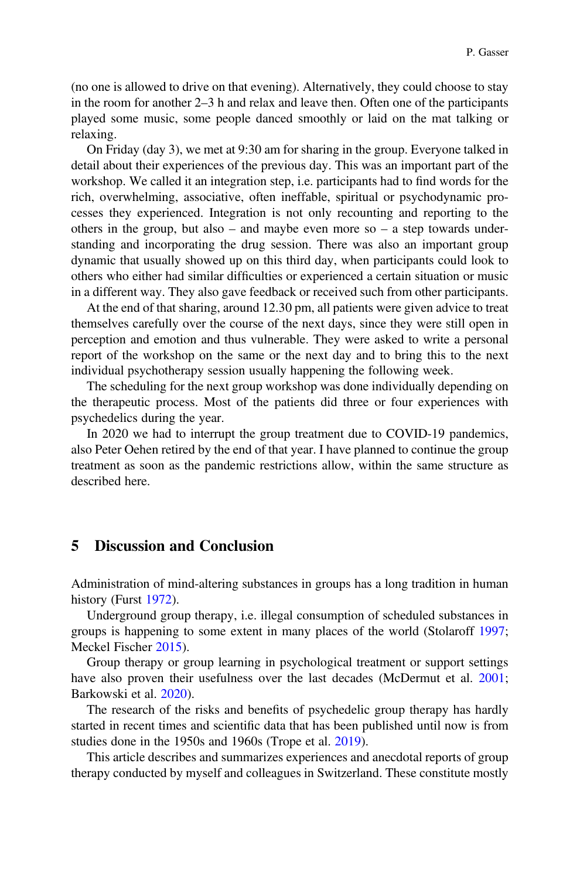(no one is allowed to drive on that evening). Alternatively, they could choose to stay in the room for another 2–3 h and relax and leave then. Often one of the participants played some music, some people danced smoothly or laid on the mat talking or relaxing.

On Friday (day 3), we met at 9:30 am for sharing in the group. Everyone talked in detail about their experiences of the previous day. This was an important part of the workshop. We called it an integration step, i.e. participants had to find words for the rich, overwhelming, associative, often ineffable, spiritual or psychodynamic processes they experienced. Integration is not only recounting and reporting to the others in the group, but also – and maybe even more so – a step towards understanding and incorporating the drug session. There was also an important group dynamic that usually showed up on this third day, when participants could look to others who either had similar difficulties or experienced a certain situation or music in a different way. They also gave feedback or received such from other participants.

At the end of that sharing, around 12.30 pm, all patients were given advice to treat themselves carefully over the course of the next days, since they were still open in perception and emotion and thus vulnerable. They were asked to write a personal report of the workshop on the same or the next day and to bring this to the next individual psychotherapy session usually happening the following week.

The scheduling for the next group workshop was done individually depending on the therapeutic process. Most of the patients did three or four experiences with psychedelics during the year.

In 2020 we had to interrupt the group treatment due to COVID-19 pandemics, also Peter Oehen retired by the end of that year. I have planned to continue the group treatment as soon as the pandemic restrictions allow, within the same structure as described here.

## 5 Discussion and Conclusion

Administration of mind-altering substances in groups has a long tradition in human history (Furst 1972).

Underground group therapy, i.e. illegal consumption of scheduled substances in groups is happening to some extent in many places of the world (Stolaroff 1997; Meckel Fischer 2015).

Group therapy or group learning in psychological treatment or support settings have also proven their usefulness over the last decades (McDermut et al. 2001; Barkowski et al. 2020).

The research of the risks and benefits of psychedelic group therapy has hardly started in recent times and scientific data that has been published until now is from studies done in the 1950s and 1960s (Trope et al. 2019).

This article describes and summarizes experiences and anecdotal reports of group therapy conducted by myself and colleagues in Switzerland. These constitute mostly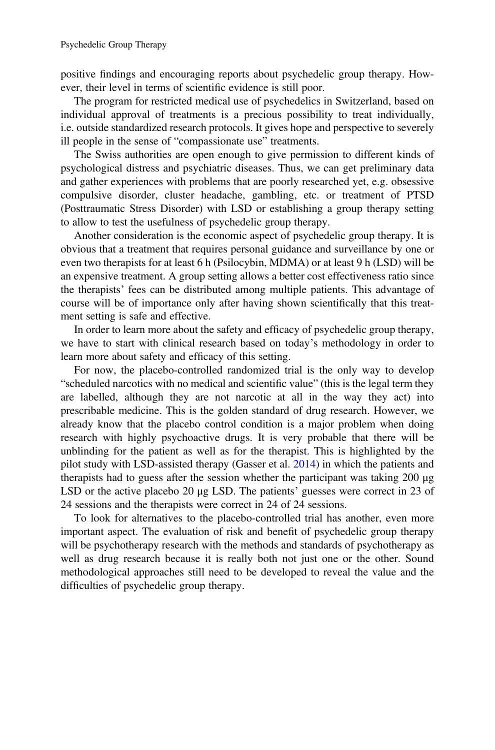positive findings and encouraging reports about psychedelic group therapy. However, their level in terms of scientific evidence is still poor.

The program for restricted medical use of psychedelics in Switzerland, based on individual approval of treatments is a precious possibility to treat individually, i.e. outside standardized research protocols. It gives hope and perspective to severely ill people in the sense of "compassionate use" treatments.

The Swiss authorities are open enough to give permission to different kinds of psychological distress and psychiatric diseases. Thus, we can get preliminary data and gather experiences with problems that are poorly researched yet, e.g. obsessive compulsive disorder, cluster headache, gambling, etc. or treatment of PTSD (Posttraumatic Stress Disorder) with LSD or establishing a group therapy setting to allow to test the usefulness of psychedelic group therapy.

Another consideration is the economic aspect of psychedelic group therapy. It is obvious that a treatment that requires personal guidance and surveillance by one or even two therapists for at least 6 h (Psilocybin, MDMA) or at least 9 h (LSD) will be an expensive treatment. A group setting allows a better cost effectiveness ratio since the therapists' fees can be distributed among multiple patients. This advantage of course will be of importance only after having shown scientifically that this treatment setting is safe and effective.

In order to learn more about the safety and efficacy of psychedelic group therapy, we have to start with clinical research based on today's methodology in order to learn more about safety and efficacy of this setting.

For now, the placebo-controlled randomized trial is the only way to develop "scheduled narcotics with no medical and scientific value" (this is the legal term they are labelled, although they are not narcotic at all in the way they act) into prescribable medicine. This is the golden standard of drug research. However, we already know that the placebo control condition is a major problem when doing research with highly psychoactive drugs. It is very probable that there will be unblinding for the patient as well as for the therapist. This is highlighted by the pilot study with LSD-assisted therapy (Gasser et al. 2014) in which the patients and therapists had to guess after the session whether the participant was taking 200 µg LSD or the active placebo 20 µg LSD. The patients' guesses were correct in 23 of 24 sessions and the therapists were correct in 24 of 24 sessions.

To look for alternatives to the placebo-controlled trial has another, even more important aspect. The evaluation of risk and benefit of psychedelic group therapy will be psychotherapy research with the methods and standards of psychotherapy as well as drug research because it is really both not just one or the other. Sound methodological approaches still need to be developed to reveal the value and the difficulties of psychedelic group therapy.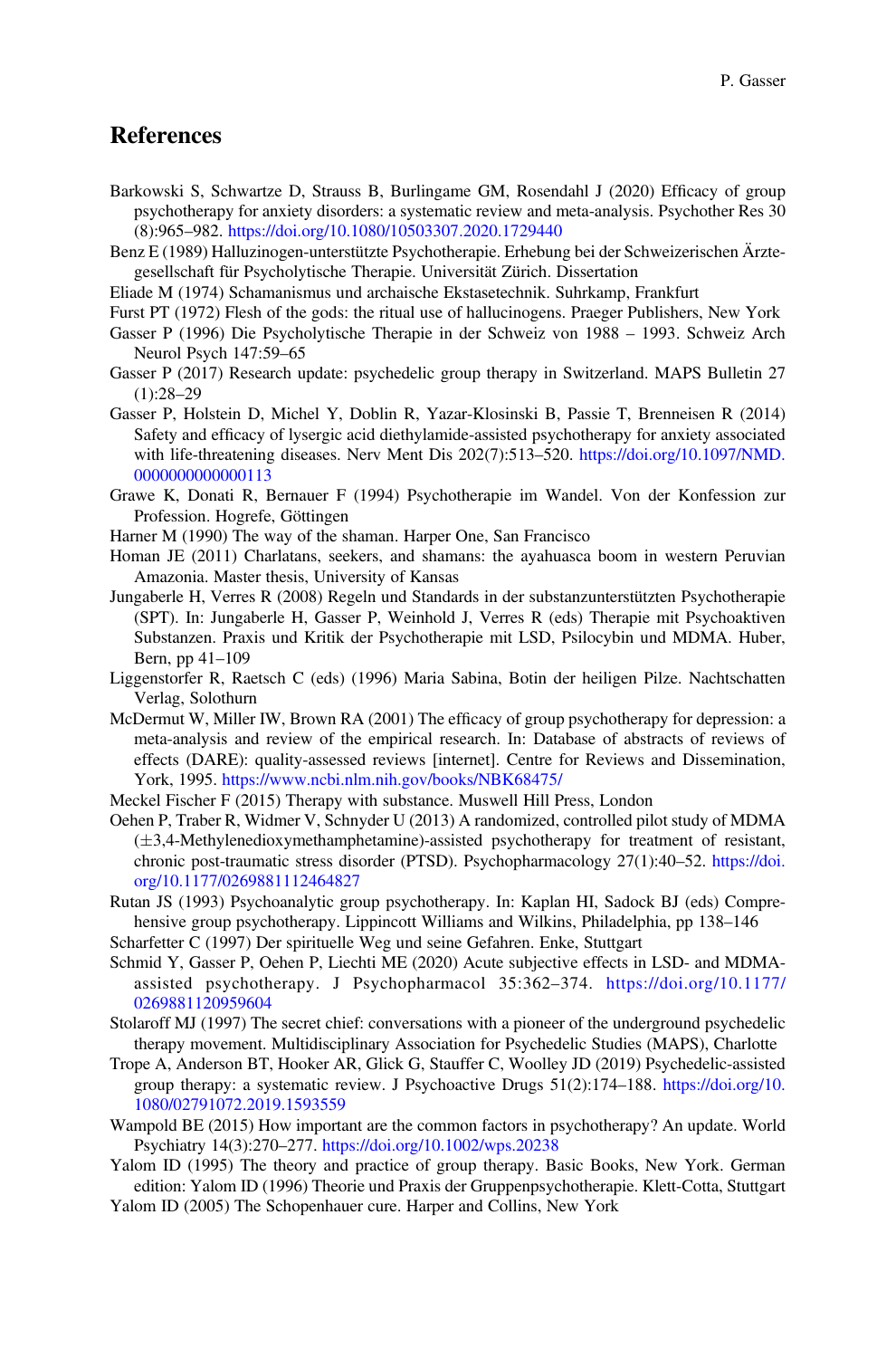## References

Barkowski S, Schwartze D, Strauss B, Burlingame GM, Rosendahl J (2020) Efficacy of group psychotherapy for anxiety disorders: a systematic review and meta-analysis. Psychother Res 30 (8):965–982. https://doi.org/10.1080/10503307.2020.1729440

Benz E (1989) Halluzinogen-unterstützte Psychotherapie. Erhebung bei der Schweizerischen Ärztegesellschaft für Psycholytische Therapie. Universität Zürich. Dissertation

Eliade M (1974) Schamanismus und archaische Ekstasetechnik. Suhrkamp, Frankfurt

Furst PT (1972) Flesh of the gods: the ritual use of hallucinogens. Praeger Publishers, New York

Gasser P (1996) Die Psycholytische Therapie in der Schweiz von 1988 – 1993. Schweiz Arch Neurol Psych 147:59–65

Gasser P (2017) Research update: psychedelic group therapy in Switzerland. MAPS Bulletin 27 (1):28–29

Gasser P, Holstein D, Michel Y, Doblin R, Yazar-Klosinski B, Passie T, Brenneisen R (2014) Safety and efficacy of lysergic acid diethylamide-assisted psychotherapy for anxiety associated with life-threatening diseases. Nerv Ment Dis 202(7):513–520. https://doi.org/10.1097/NMD.0000000000000113

Grawe K, Donati R, Bernauer F (1994) Psychotherapie im Wandel. Von der Konfession zur Profession. Hogrefe, Göttingen

Harner M (1990) The way of the shaman. Harper One, San Francisco

Homan JE (2011) Charlatans, seekers, and shamans: the ayahuasca boom in western Peruvian Amazonia. Master thesis, University of Kansas

Jungaberle H, Verres R (2008) Regeln und Standards in der substanzunterstützten Psychotherapie (SPT). In: Jungaberle H, Gasser P, Weinhold J, Verres R (eds) Therapie mit Psychoaktiven Substanzen. Praxis und Kritik der Psychotherapie mit LSD, Psilocybin und MDMA. Huber, Bern, pp 41–109

Liggenstorfer R, Raetsch C (eds) (1996) Maria Sabina, Botin der heiligen Pilze. Nachtschatten Verlag, Solothurn

McDermut W, Miller IW, Brown RA (2001) The efficacy of group psychotherapy for depression: a meta-analysis and review of the empirical research. In: Database of abstracts of reviews of effects (DARE): quality-assessed reviews [internet]. Centre for Reviews and Dissemination, York, 1995. https://www.ncbi.nlm.nih.gov/books/NBK68475/

Meckel Fischer F (2015) Therapy with substance. Muswell Hill Press, London

Oehen P, Traber R, Widmer V, Schnyder U (2013) A randomized, controlled pilot study of MDMA (±3,4-Methylenedioxymethamphetamine)-assisted psychotherapy for treatment of resistant, chronic post-traumatic stress disorder (PTSD). Psychopharmacology 27(1):40–52. https://doi.org/10.1177/0269881112464827

Rutan JS (1993) Psychoanalytic group psychotherapy. In: Kaplan HI, Sadock BJ (eds) Comprehensive group psychotherapy. Lippincott Williams and Wilkins, Philadelphia, pp 138–146

Scharfetter C (1997) Der spirituelle Weg und seine Gefahren. Enke, Stuttgart

Schmid Y, Gasser P, Oehen P, Liechti ME (2020) Acute subjective effects in LSD- and MDMA-assisted psychotherapy. J Psychopharmacol 35:362–374. https://doi.org/10.1177/0269881120959604

Stolaroff MJ (1997) The secret chief: conversations with a pioneer of the underground psychedelic therapy movement. Multidisciplinary Association for Psychedelic Studies (MAPS), Charlotte

Trope A, Anderson BT, Hooker AR, Glick G, Stauffer C, Woolley JD (2019) Psychedelic-assisted group therapy: a systematic review. J Psychoactive Drugs 51(2):174–188. https://doi.org/10.1080/02791072.2019.1593559

Wampold BE (2015) How important are the common factors in psychotherapy? An update. World Psychiatry 14(3):270–277. https://doi.org/10.1002/wps.20238

Yalom ID (1995) The theory and practice of group therapy. Basic Books, New York. German edition: Yalom ID (1996) Theorie und Praxis der Gruppenpsychotherapie. Klett-Cotta, Stuttgart

Yalom ID (2005) The Schopenhauer cure. Harper and Collins, New York